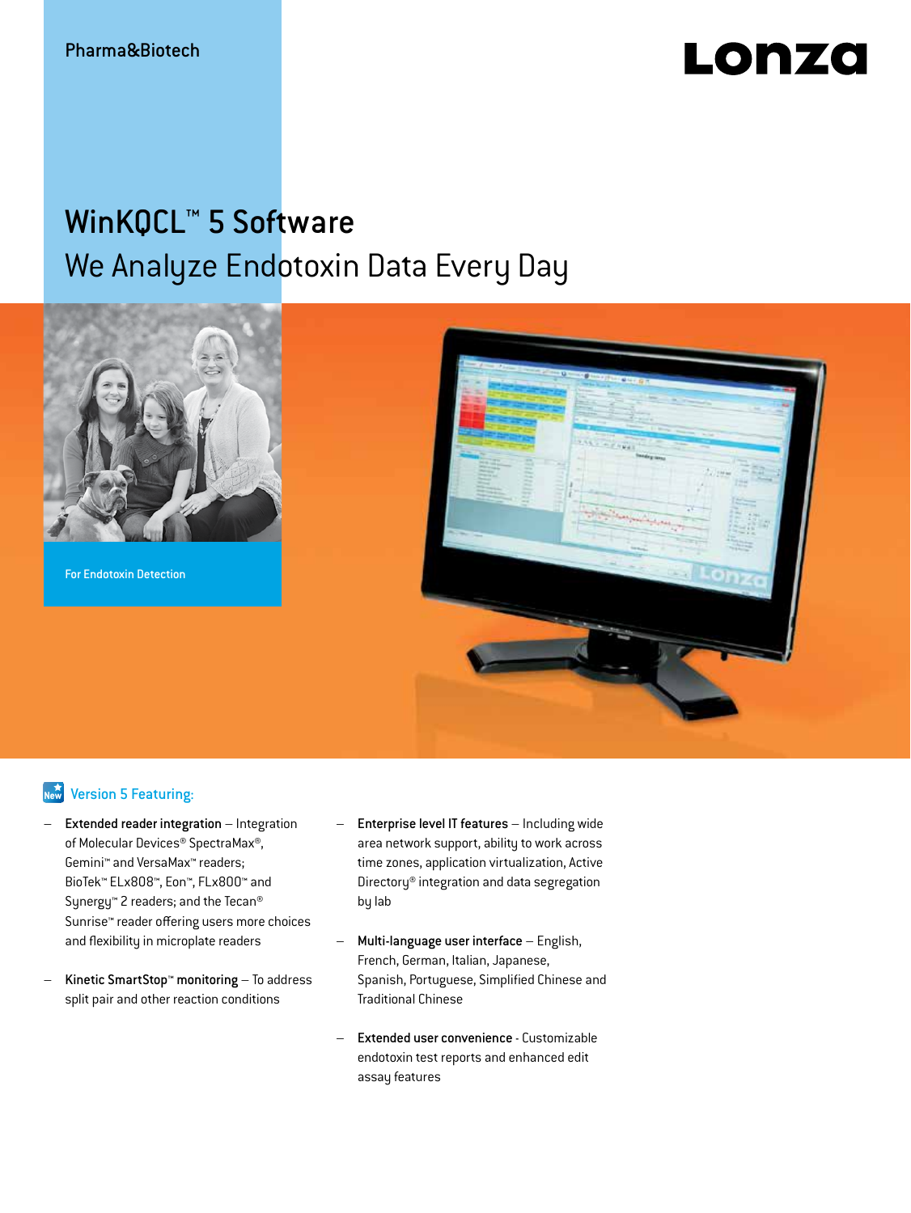Pharma&Biotech

Lonza

# WinKQCL™ 5 Software

## We Analyze Endotoxin Data Every Day

For Endotoxin Detection

### Version 5 Featuring:

- **Extended reader integration** – Integration of Molecular Devices® SpectraMax®, Gemini™ and VersaMax™ readers; BioTek™ ELx808™, Eon™, FLx800™ and Synergy™ 2 readers; and the Tecan® Sunrise™ reader offering users more choices and flexibility in microplate readers

- **Kinetic SmartStop™ monitoring** – To address split pair and other reaction conditions

- **Enterprise level IT features** – Including wide area network support, ability to work across time zones, application virtualization, Active Directory® integration and data segregation by lab

- **Multi-language user interface** – English, French, German, Italian, Japanese, Spanish, Portuguese, Simplified Chinese and Traditional Chinese

- **Extended user convenience** - Customizable endotoxin test reports and enhanced edit assay features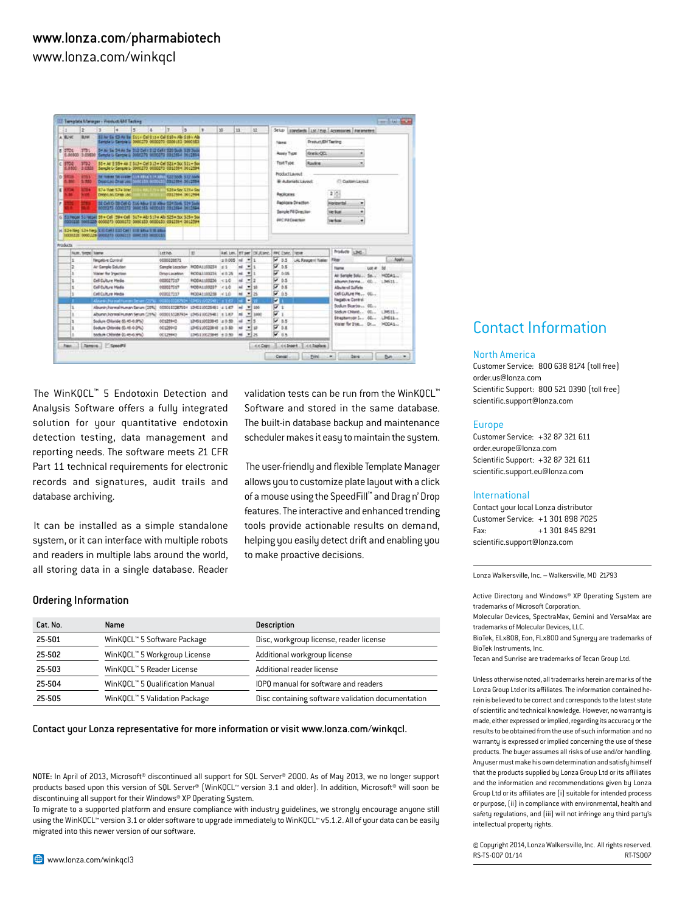www.lonza.com/pharmabiotech
www.lonza.com/winkqcl

The WinKQCL™ 5 Endotoxin Detection and Analysis Software offers a fully integrated solution for your quantitative endotoxin detection testing, data management and reporting needs. The software meets 21 CFR Part 11 technical requirements for electronic records and signatures, audit trails and database archiving.

It can be installed as a simple standalone system, or it can interface with multiple robots and readers in multiple labs around the world, all storing data in a single database. Reader validation tests can be run from the WinKQCL™ Software and stored in the same database. The built-in database backup and maintenance scheduler makes it easy to maintain the system.

The user-friendly and flexible Template Manager allows you to customize plate layout with a click of a mouse using the SpeedFill™ and Drag n' Drop features. The interactive and enhanced trending tools provide actionable results on demand, helping you easily detect drift and enabling you to make proactive decisions.

## Ordering Information

| Cat. No. | Name | Description |
|---|---|---|
| 25-501 | WinKQCL™ 5 Software Package | Disc, workgroup license, reader license |
| 25-502 | WinKQCL™ 5 Workgroup License | Additional workgroup license |
| 25-503 | WinKQCL™ 5 Reader License | Additional reader license |
| 25-504 | WinKQCL™ 5 Qualification Manual | IOPQ manual for software and readers |
| 25-505 | WinKQCL™ 5 Validation Package | Disc containing software validation documentation |

**Contact your Lonza representative for more information or visit www.lonza.com/winkqcl.**

NOTE: In April of 2013, Microsoft® discontinued all support for SQL Server® 2000. As of May 2013, we no longer support products based upon this version of SQL Server® (WinKQCL™ version 3.1 and older). In addition, Microsoft® will soon be discontinuing all support for their Windows® XP Operating System.
To migrate to a supported platform and ensure compliance with industry guidelines, we strongly encourage anyone still using the WinKQCL™ version 3.1 or older software to upgrade immediately to WinKQCL™ v5.1.2. All of your data can be easily migrated into this newer version of our software.

www.lonza.com/winkqcl3

## Contact Information

### North America

Customer Service: 800 638 8174 (toll free)
order.us@lonza.com
Scientific Support: 800 521 0390 (toll free)
scientific.support@lonza.com

### Europe

Customer Service: +32 87 321 611
order.europe@lonza.com
Scientific Support: +32 87 321 611
scientific.support.eu@lonza.com

### International

Contact your local Lonza distributor
Customer Service: +1 301 898 7025
Fax: +1 301 845 8291
scientific.support@lonza.com

Lonza Walkersville, Inc. – Walkersville, MD 21793

Active Directory and Windows® XP Operating System are trademarks of Microsoft Corporation.
Molecular Devices, SpectraMax, Gemini and VersaMax are trademarks of Molecular Devices, LLC.
BioTek, ELx808, Eon, FLx800 and Synergy are trademarks of BioTek Instruments, Inc.
Tecan and Sunrise are trademarks of Tecan Group Ltd.

Unless otherwise noted, all trademarks herein are marks of the Lonza Group Ltd or its affiliates. The information contained herein is believed to be correct and corresponds to the latest state of scientific and technical knowledge. However, no warranty is made, either expressed or implied, regarding its accuracy or the results to be obtained from the use of such information and no warranty is expressed or implied concerning the use of these products. The buyer assumes all risks of use and/or handling. Any user must make his own determination and satisfy himself that the products supplied by Lonza Group Ltd or its affiliates and the information and recommendations given by Lonza Group Ltd or its affiliates are (i) suitable for intended process or purpose, (ii) in compliance with environmental, health and safety regulations, and (iii) will not infringe any third party's intellectual property rights.

© Copyright 2014, Lonza Walkersville, Inc. All rights reserved.
RS-TS-007 01/14 RT-TS007